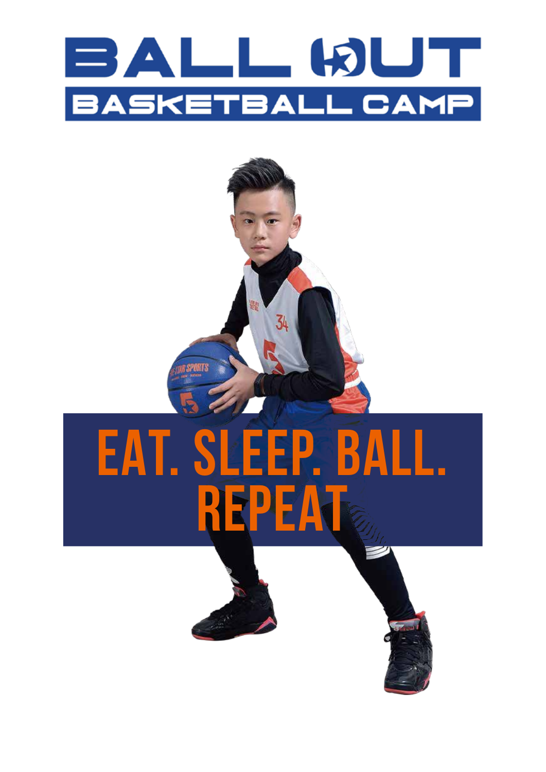# BALL OUT

## BASKETBALL CAMP

# EAT. SLEEP. BALL. REPEAT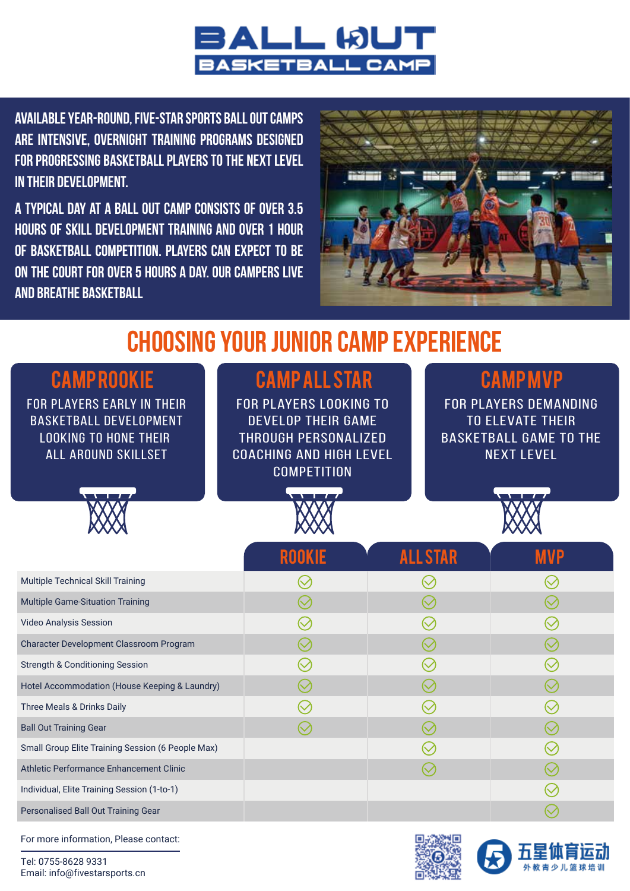# BALL OUT BASKETBALL CAMP

AVAILABLE YEAR-ROUND, FIVE-STAR SPORTS BALL OUT CAMPS ARE INTENSIVE, OVERNIGHT TRAINING PROGRAMS DESIGNED FOR PROGRESSING BASKETBALL PLAYERS TO THE NEXT LEVEL IN THEIR DEVELOPMENT.

A TYPICAL DAY AT A BALL OUT CAMP CONSISTS OF OVER 3.5 HOURS OF SKILL DEVELOPMENT TRAINING AND OVER 1 HOUR OF BASKETBALL COMPETITION. PLAYERS CAN EXPECT TO BE ON THE COURT FOR OVER 5 HOURS A DAY. OUR CAMPERS LIVE AND BREATHE BASKETBALL

## CHOOSING YOUR JUNIOR CAMP EXPERIENCE

### CAMP ROOKIE

FOR PLAYERS EARLY IN THEIR BASKETBALL DEVELOPMENT LOOKING TO HONE THEIR ALL AROUND SKILLSET

### CAMP ALL STAR

FOR PLAYERS LOOKING TO DEVELOP THEIR GAME THROUGH PERSONALIZED COACHING AND HIGH LEVEL COMPETITION

### CAMP MVP

FOR PLAYERS DEMANDING TO ELEVATE THEIR BASKETBALL GAME TO THE NEXT LEVEL

| | ROOKIE | ALL STAR | MVP |
|---|---|---|---|
| Multiple Technical Skill Training | ✓ | ✓ | ✓ |
| Multiple Game-Situation Training | ✓ | ✓ | ✓ |
| Video Analysis Session | ✓ | ✓ | ✓ |
| Character Development Classroom Program | ✓ | ✓ | ✓ |
| Strength & Conditioning Session | ✓ | ✓ | ✓ |
| Hotel Accommodation (House Keeping & Laundry) | ✓ | ✓ | ✓ |
| Three Meals & Drinks Daily | ✓ | ✓ | ✓ |
| Ball Out Training Gear | ✓ | ✓ | ✓ |
| Small Group Elite Training Session (6 People Max) | | ✓ | ✓ |
| Athletic Performance Enhancement Clinic | | ✓ | ✓ |
| Individual, Elite Training Session (1-to-1) | | | ✓ |
| Personalised Ball Out Training Gear | | | ✓ |

For more information, Please contact:

Tel: 0755-8628 9331
Email: info@fivestarsports.cn

五星体育运动
外教青少儿篮球培训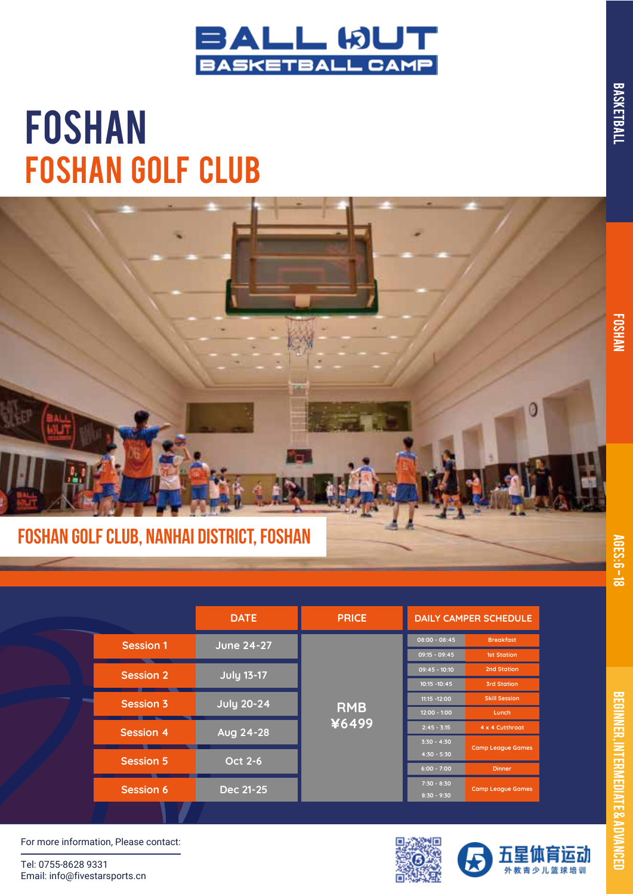# BALL OUT BASKETBALL CAMP

# FOSHAN

## FOSHAN GOLF CLUB

FOSHAN GOLF CLUB, NANHAI DISTRICT, FOSHAN

| | DATE | PRICE |
|---|---|---|
| Session 1 | June 24-27 | RMB ¥6499 |
| Session 2 | July 13-17 | |
| Session 3 | July 20-24 | |
| Session 4 | Aug 24-28 | |
| Session 5 | Oct 2-6 | |
| Session 6 | Dec 21-25 | |

| DAILY CAMPER SCHEDULE | |
|---|---|
| 08:00 - 08:45 | Breakfast |
| 09:15 - 09:45 | 1st Station |
| 09:45 - 10:10 | 2nd Station |
| 10:15 -10:45 | 3rd Station |
| 11:15 -12:00 | Skill Session |
| 12:00 - 1:00 | Lunch |
| 2:45 - 3:15 | 4 x 4 Cutthroat |
| 3:30 - 4:30<br>4:30 - 5:30 | Camp League Games |
| 6:00 - 7:00 | Dinner |
| 7:30 - 8:30<br>8:30 - 9:30 | Camp League Games |

For more information, Please contact:

Tel: 0755-8628 9331
Email: info@fivestarsports.cn

五星体育运动
外教青少儿篮球培训

BASKETBALL | FOSHAN | AGES:6-18 | BEGINNER,INTERMEDIATE&ADVANCED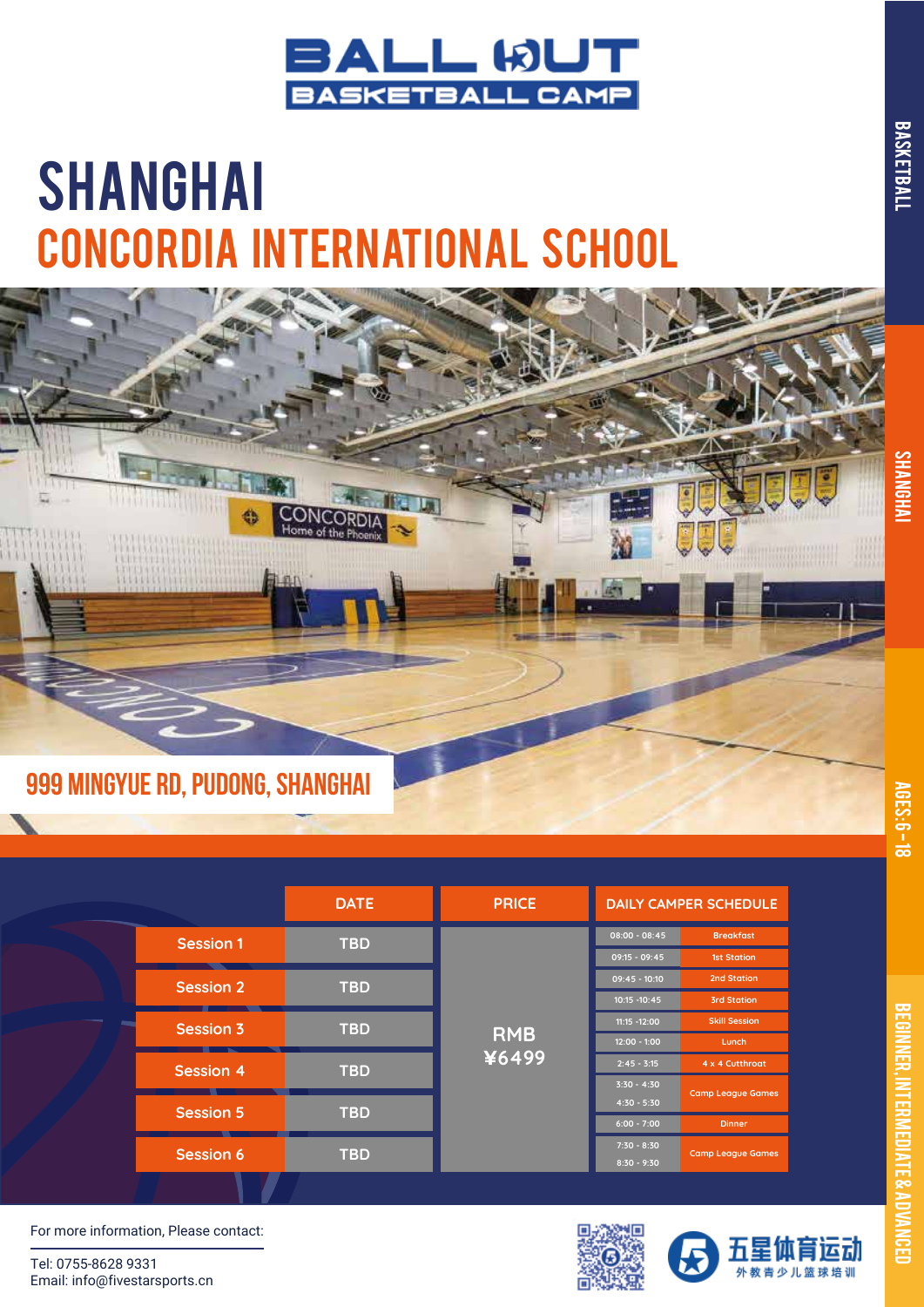# BALL OUT
## BASKETBALL CAMP

# SHANGHAI
## CONCORDIA INTERNATIONAL SCHOOL

999 MINGYUE RD, PUDONG, SHANGHAI

| | DATE | PRICE |
|---|---|---|
| Session 1 | TBD | RMB ¥6499 |
| Session 2 | TBD | |
| Session 3 | TBD | |
| Session 4 | TBD | |
| Session 5 | TBD | |
| Session 6 | TBD | |

| DAILY CAMPER SCHEDULE | |
|---|---|
| 08:00 - 08:45 | Breakfast |
| 09:15 - 09:45 | 1st Station |
| 09:45 - 10:10 | 2nd Station |
| 10:15 -10:45 | 3rd Station |
| 11:15 -12:00 | Skill Session |
| 12:00 - 1:00 | Lunch |
| 2:45 - 3:15 | 4 x 4 Cutthroat |
| 3:30 - 4:30 | Camp League Games |
| 4:30 - 5:30 | Camp League Games |
| 6:00 - 7:00 | Dinner |
| 7:30 - 8:30 | Camp League Games |
| 8:30 - 9:30 | Camp League Games |

BASKETBALL

SHANGHAI

AGES:6-18

BEGINNER,INTERMEDIATE&ADVANCED

For more information, Please contact:

Tel: 0755-8628 9331
Email: info@fivestarsports.cn

五星体育运动
外教青少儿篮球培训